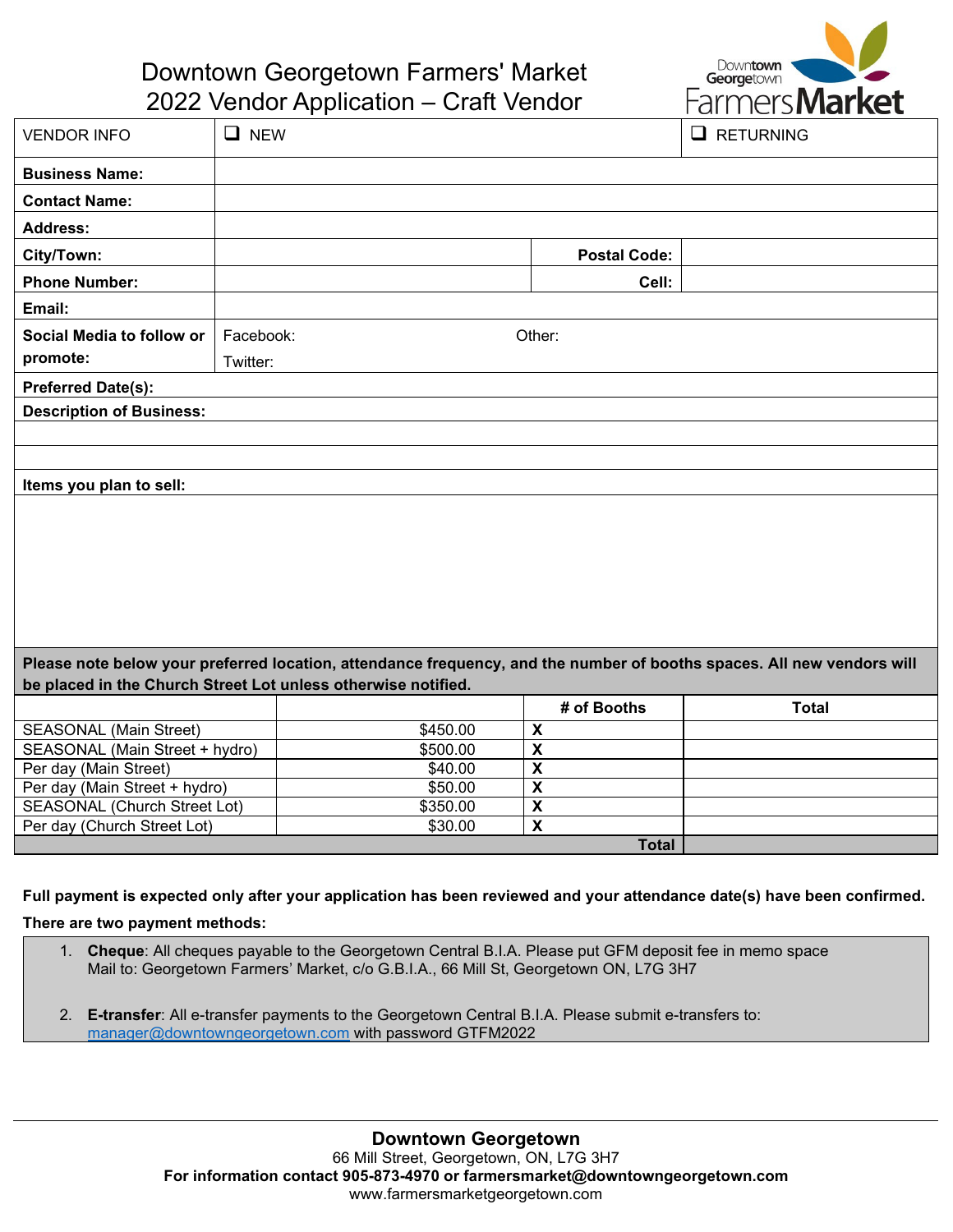# Downtown Georgetown Farmers' Market
## 2022 Vendor Application – Craft Vendor

| VENDOR INFO | ☐ NEW | | ☐ RETURNING |
|---|---|---|---|
| **Business Name:** | | | |
| **Contact Name:** | | | |
| **Address:** | | | |
| **City/Town:** | | **Postal Code:** | |
| **Phone Number:** | | **Cell:** | |
| **Email:** | | | |
| **Social Media to follow or promote:** | Facebook: Twitter: | Other: | |

**Preferred Date(s):**

**Description of Business:**

**Items you plan to sell:**

**Please note below your preferred location, attendance frequency, and the number of booths spaces. All new vendors will be placed in the Church Street Lot unless otherwise notified.**

| | | # of Booths | Total |
|---|---|---|---|
| SEASONAL (Main Street) | $450.00 | **X** | |
| SEASONAL (Main Street + hydro) | $500.00 | **X** | |
| Per day (Main Street) | $40.00 | **X** | |
| Per day (Main Street + hydro) | $50.00 | **X** | |
| SEASONAL (Church Street Lot) | $350.00 | **X** | |
| Per day (Church Street Lot) | $30.00 | **X** | |
| | | **Total** | |

**Full payment is expected only after your application has been reviewed and your attendance date(s) have been confirmed.**

**There are two payment methods:**

1. **Cheque**: All cheques payable to the Georgetown Central B.I.A. Please put GFM deposit fee in memo space
   Mail to: Georgetown Farmers' Market, c/o G.B.I.A., 66 Mill St, Georgetown ON, L7G 3H7

2. **E-transfer**: All e-transfer payments to the Georgetown Central B.I.A. Please submit e-transfers to: manager@downtowngeorgetown.com with password GTFM2022

---

**Downtown Georgetown**
66 Mill Street, Georgetown, ON, L7G 3H7
**For information contact 905-873-4970 or farmersmarket@downtowngeorgetown.com**
www.farmersmarketgeorgetown.com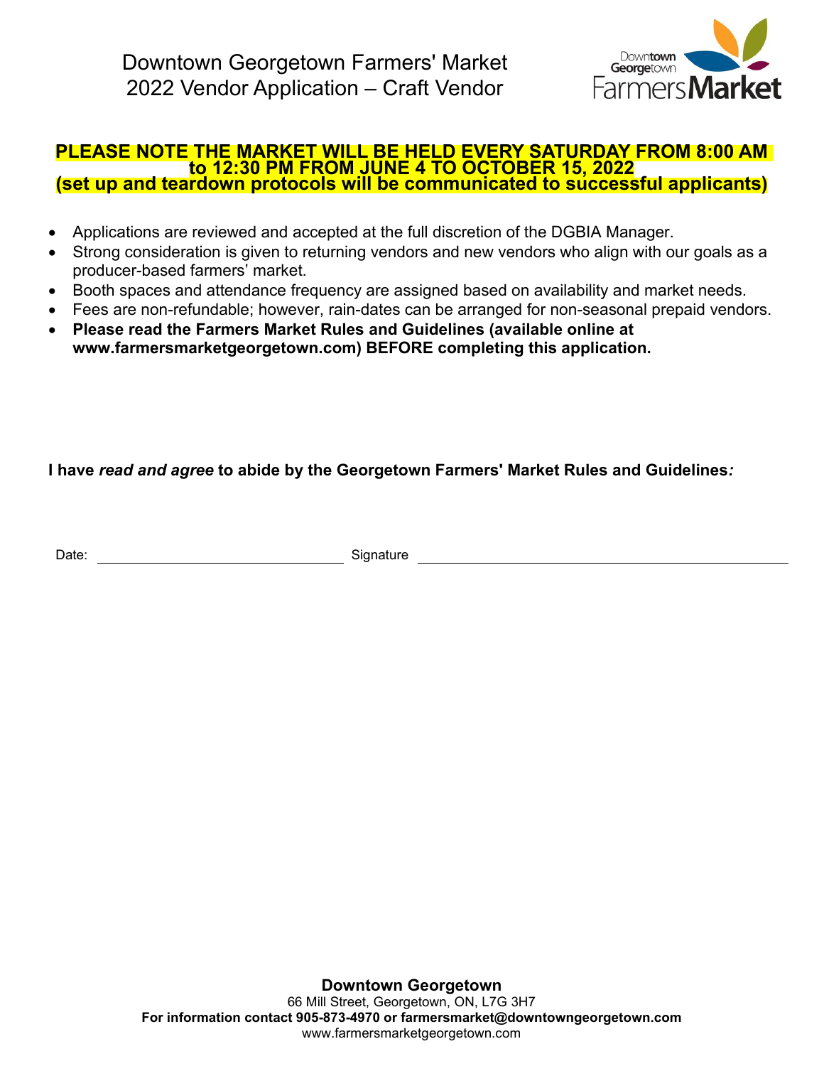# Downtown Georgetown Farmers' Market
## 2022 Vendor Application – Craft Vendor

Downtown Georgetown Farmers Market

**PLEASE NOTE THE MARKET WILL BE HELD EVERY SATURDAY FROM 8:00 AM to 12:30 PM FROM JUNE 4 TO OCTOBER 15, 2022 (set up and teardown protocols will be communicated to successful applicants)**

- Applications are reviewed and accepted at the full discretion of the DGBIA Manager.
- Strong consideration is given to returning vendors and new vendors who align with our goals as a producer-based farmers' market.
- Booth spaces and attendance frequency are assigned based on availability and market needs.
- Fees are non-refundable; however, rain-dates can be arranged for non-seasonal prepaid vendors.
- **Please read the Farmers Market Rules and Guidelines (available online at www.farmersmarketgeorgetown.com) BEFORE completing this application.**

**I have *read and agree* to abide by the Georgetown Farmers' Market Rules and Guidelines*:***

Date: ______________________ Signature ______________________________________

**Downtown Georgetown**
66 Mill Street, Georgetown, ON, L7G 3H7
**For information contact 905-873-4970 or farmersmarket@downtowngeorgetown.com**
www.farmersmarketgeorgetown.com